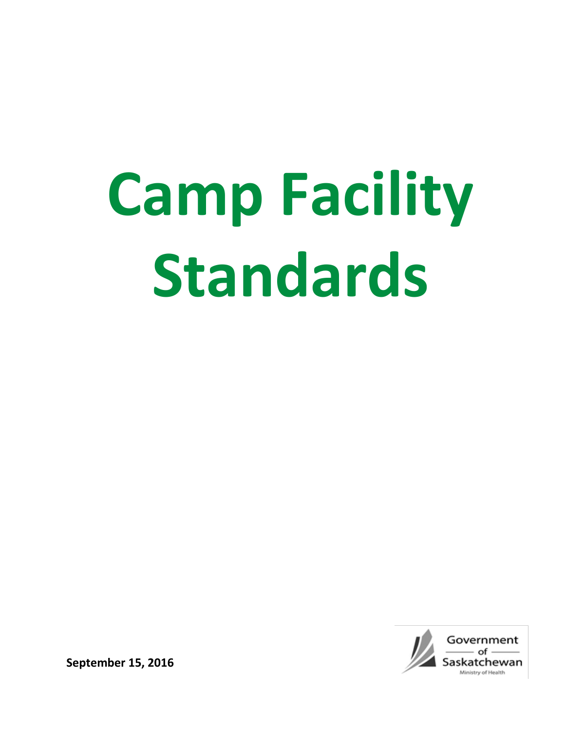# Camp Facility Standards

**September 15, 2016**

Government of Saskatchewan
Ministry of Health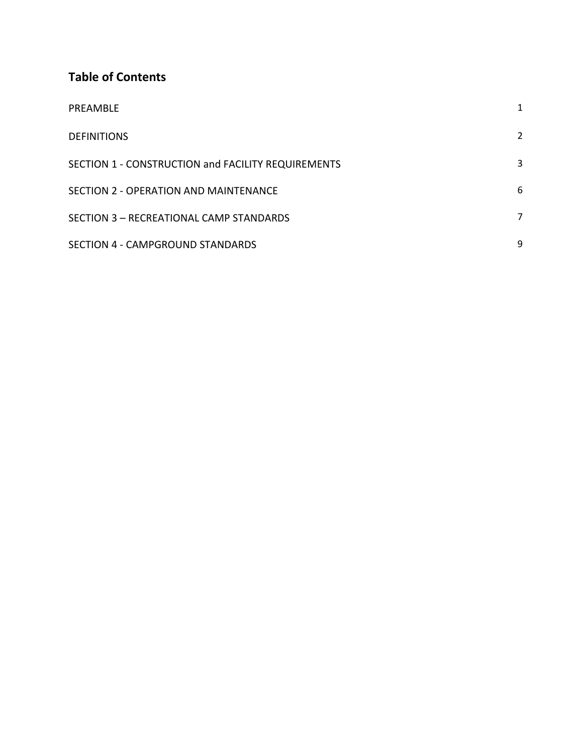## Table of Contents

| | |
|---|---|
| PREAMBLE | 1 |
| DEFINITIONS | 2 |
| SECTION 1 - CONSTRUCTION and FACILITY REQUIREMENTS | 3 |
| SECTION 2 - OPERATION AND MAINTENANCE | 6 |
| SECTION 3 – RECREATIONAL CAMP STANDARDS | 7 |
| SECTION 4 - CAMPGROUND STANDARDS | 9 |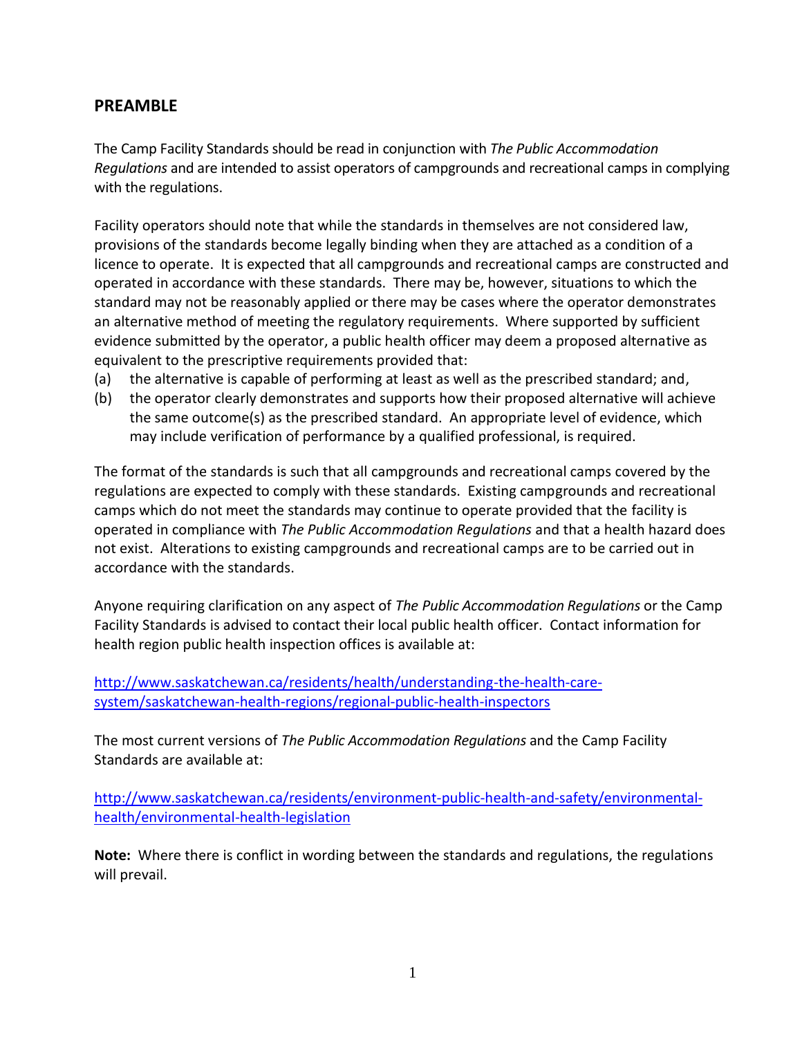## PREAMBLE

The Camp Facility Standards should be read in conjunction with *The Public Accommodation Regulations* and are intended to assist operators of campgrounds and recreational camps in complying with the regulations.

Facility operators should note that while the standards in themselves are not considered law, provisions of the standards become legally binding when they are attached as a condition of a licence to operate. It is expected that all campgrounds and recreational camps are constructed and operated in accordance with these standards. There may be, however, situations to which the standard may not be reasonably applied or there may be cases where the operator demonstrates an alternative method of meeting the regulatory requirements. Where supported by sufficient evidence submitted by the operator, a public health officer may deem a proposed alternative as equivalent to the prescriptive requirements provided that:

(a) the alternative is capable of performing at least as well as the prescribed standard; and,

(b) the operator clearly demonstrates and supports how their proposed alternative will achieve the same outcome(s) as the prescribed standard. An appropriate level of evidence, which may include verification of performance by a qualified professional, is required.

The format of the standards is such that all campgrounds and recreational camps covered by the regulations are expected to comply with these standards. Existing campgrounds and recreational camps which do not meet the standards may continue to operate provided that the facility is operated in compliance with *The Public Accommodation Regulations* and that a health hazard does not exist. Alterations to existing campgrounds and recreational camps are to be carried out in accordance with the standards.

Anyone requiring clarification on any aspect of *The Public Accommodation Regulations* or the Camp Facility Standards is advised to contact their local public health officer. Contact information for health region public health inspection offices is available at:

http://www.saskatchewan.ca/residents/health/understanding-the-health-care-system/saskatchewan-health-regions/regional-public-health-inspectors

The most current versions of *The Public Accommodation Regulations* and the Camp Facility Standards are available at:

http://www.saskatchewan.ca/residents/environment-public-health-and-safety/environmental-health/environmental-health-legislation

**Note:** Where there is conflict in wording between the standards and regulations, the regulations will prevail.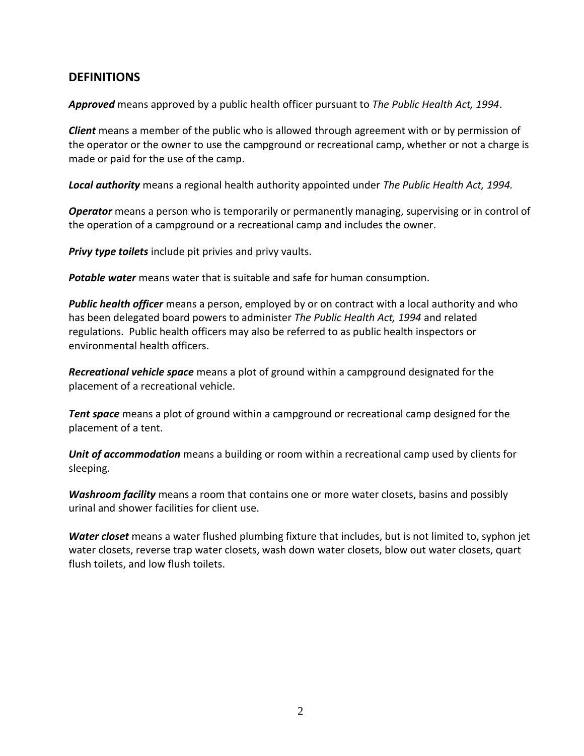## DEFINITIONS

***Approved*** means approved by a public health officer pursuant to *The Public Health Act, 1994*.

***Client*** means a member of the public who is allowed through agreement with or by permission of the operator or the owner to use the campground or recreational camp, whether or not a charge is made or paid for the use of the camp.

***Local authority*** means a regional health authority appointed under *The Public Health Act, 1994.*

***Operator*** means a person who is temporarily or permanently managing, supervising or in control of the operation of a campground or a recreational camp and includes the owner.

***Privy type toilets*** include pit privies and privy vaults.

***Potable water*** means water that is suitable and safe for human consumption.

***Public health officer*** means a person, employed by or on contract with a local authority and who has been delegated board powers to administer *The Public Health Act, 1994* and related regulations. Public health officers may also be referred to as public health inspectors or environmental health officers.

***Recreational vehicle space*** means a plot of ground within a campground designated for the placement of a recreational vehicle.

***Tent space*** means a plot of ground within a campground or recreational camp designed for the placement of a tent.

***Unit of accommodation*** means a building or room within a recreational camp used by clients for sleeping.

***Washroom facility*** means a room that contains one or more water closets, basins and possibly urinal and shower facilities for client use.

***Water closet*** means a water flushed plumbing fixture that includes, but is not limited to, syphon jet water closets, reverse trap water closets, wash down water closets, blow out water closets, quart flush toilets, and low flush toilets.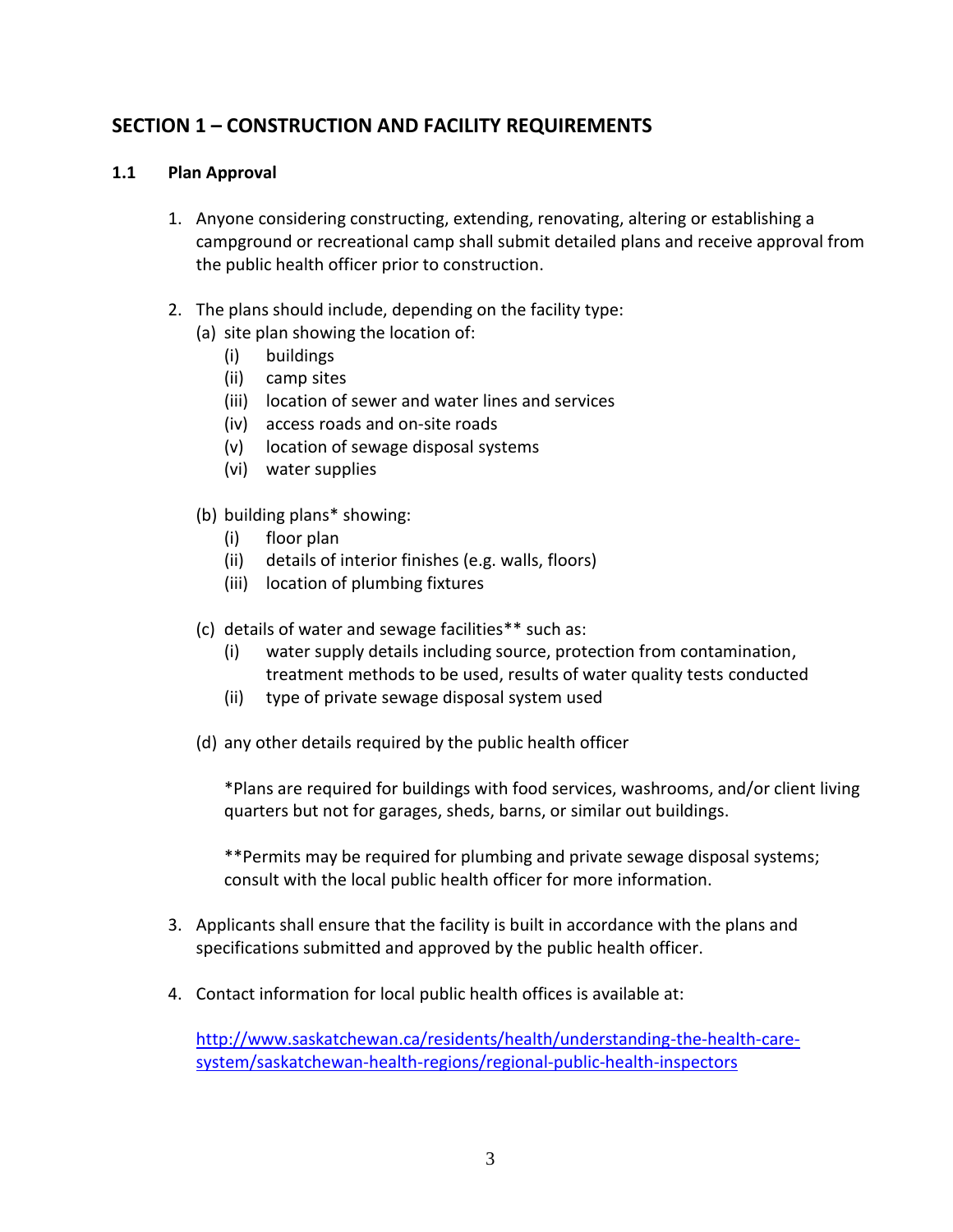## SECTION 1 – CONSTRUCTION AND FACILITY REQUIREMENTS

### 1.1 Plan Approval

1. Anyone considering constructing, extending, renovating, altering or establishing a campground or recreational camp shall submit detailed plans and receive approval from the public health officer prior to construction.

2. The plans should include, depending on the facility type:
   (a) site plan showing the location of:
      (i) buildings
      (ii) camp sites
      (iii) location of sewer and water lines and services
      (iv) access roads and on-site roads
      (v) location of sewage disposal systems
      (vi) water supplies

   (b) building plans* showing:
      (i) floor plan
      (ii) details of interior finishes (e.g. walls, floors)
      (iii) location of plumbing fixtures

   (c) details of water and sewage facilities** such as:
      (i) water supply details including source, protection from contamination, treatment methods to be used, results of water quality tests conducted
      (ii) type of private sewage disposal system used

   (d) any other details required by the public health officer

   *Plans are required for buildings with food services, washrooms, and/or client living quarters but not for garages, sheds, barns, or similar out buildings.

   **Permits may be required for plumbing and private sewage disposal systems; consult with the local public health officer for more information.

3. Applicants shall ensure that the facility is built in accordance with the plans and specifications submitted and approved by the public health officer.

4. Contact information for local public health offices is available at:

   [http://www.saskatchewan.ca/residents/health/understanding-the-health-care-system/saskatchewan-health-regions/regional-public-health-inspectors](http://www.saskatchewan.ca/residents/health/understanding-the-health-care-system/saskatchewan-health-regions/regional-public-health-inspectors)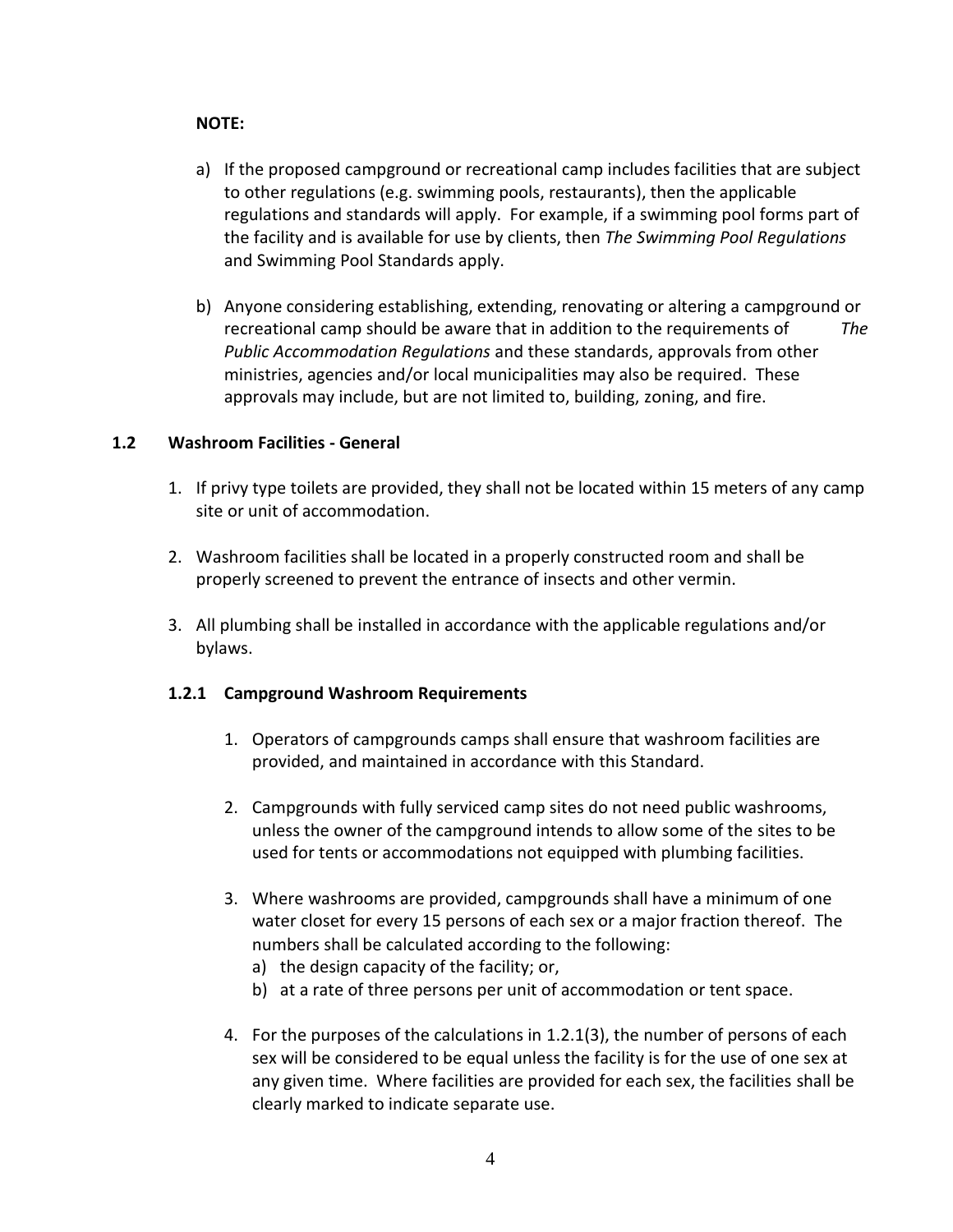**NOTE:**

a) If the proposed campground or recreational camp includes facilities that are subject to other regulations (e.g. swimming pools, restaurants), then the applicable regulations and standards will apply. For example, if a swimming pool forms part of the facility and is available for use by clients, then *The Swimming Pool Regulations* and Swimming Pool Standards apply.

b) Anyone considering establishing, extending, renovating or altering a campground or recreational camp should be aware that in addition to the requirements of *The Public Accommodation Regulations* and these standards, approvals from other ministries, agencies and/or local municipalities may also be required. These approvals may include, but are not limited to, building, zoning, and fire.

## 1.2 Washroom Facilities - General

1. If privy type toilets are provided, they shall not be located within 15 meters of any camp site or unit of accommodation.

2. Washroom facilities shall be located in a properly constructed room and shall be properly screened to prevent the entrance of insects and other vermin.

3. All plumbing shall be installed in accordance with the applicable regulations and/or bylaws.

### 1.2.1 Campground Washroom Requirements

1. Operators of campgrounds camps shall ensure that washroom facilities are provided, and maintained in accordance with this Standard.

2. Campgrounds with fully serviced camp sites do not need public washrooms, unless the owner of the campground intends to allow some of the sites to be used for tents or accommodations not equipped with plumbing facilities.

3. Where washrooms are provided, campgrounds shall have a minimum of one water closet for every 15 persons of each sex or a major fraction thereof. The numbers shall be calculated according to the following:
   a) the design capacity of the facility; or,
   b) at a rate of three persons per unit of accommodation or tent space.

4. For the purposes of the calculations in 1.2.1(3), the number of persons of each sex will be considered to be equal unless the facility is for the use of one sex at any given time. Where facilities are provided for each sex, the facilities shall be clearly marked to indicate separate use.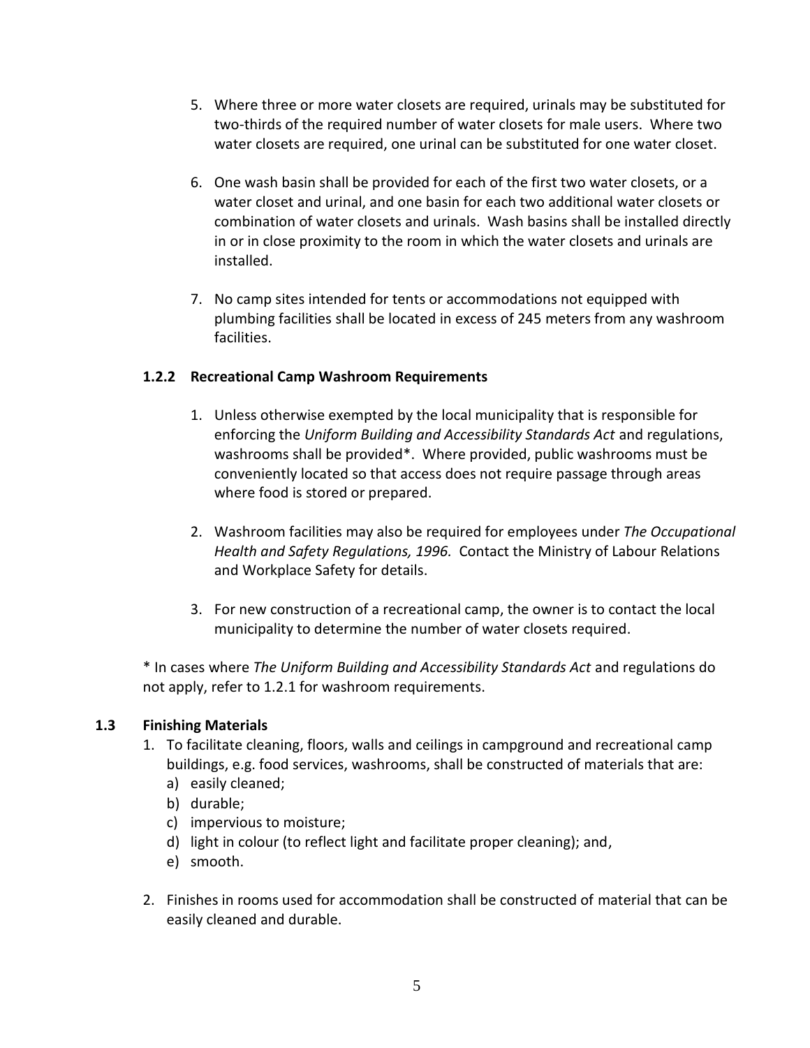5. Where three or more water closets are required, urinals may be substituted for two-thirds of the required number of water closets for male users. Where two water closets are required, one urinal can be substituted for one water closet.

6. One wash basin shall be provided for each of the first two water closets, or a water closet and urinal, and one basin for each two additional water closets or combination of water closets and urinals. Wash basins shall be installed directly in or in close proximity to the room in which the water closets and urinals are installed.

7. No camp sites intended for tents or accommodations not equipped with plumbing facilities shall be located in excess of 245 meters from any washroom facilities.

### 1.2.2 Recreational Camp Washroom Requirements

1. Unless otherwise exempted by the local municipality that is responsible for enforcing the *Uniform Building and Accessibility Standards Act* and regulations, washrooms shall be provided*. Where provided, public washrooms must be conveniently located so that access does not require passage through areas where food is stored or prepared.

2. Washroom facilities may also be required for employees under *The Occupational Health and Safety Regulations, 1996.* Contact the Ministry of Labour Relations and Workplace Safety for details.

3. For new construction of a recreational camp, the owner is to contact the local municipality to determine the number of water closets required.

* In cases where *The Uniform Building and Accessibility Standards Act* and regulations do not apply, refer to 1.2.1 for washroom requirements.

## 1.3 Finishing Materials

1. To facilitate cleaning, floors, walls and ceilings in campground and recreational camp buildings, e.g. food services, washrooms, shall be constructed of materials that are:
   a) easily cleaned;
   b) durable;
   c) impervious to moisture;
   d) light in colour (to reflect light and facilitate proper cleaning); and,
   e) smooth.

2. Finishes in rooms used for accommodation shall be constructed of material that can be easily cleaned and durable.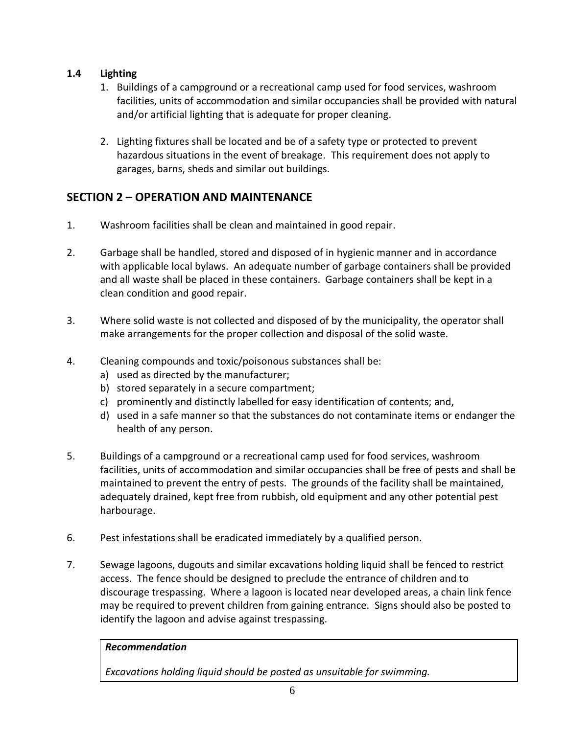### 1.4 Lighting

1. Buildings of a campground or a recreational camp used for food services, washroom facilities, units of accommodation and similar occupancies shall be provided with natural and/or artificial lighting that is adequate for proper cleaning.

2. Lighting fixtures shall be located and be of a safety type or protected to prevent hazardous situations in the event of breakage. This requirement does not apply to garages, barns, sheds and similar out buildings.

## SECTION 2 – OPERATION AND MAINTENANCE

1. Washroom facilities shall be clean and maintained in good repair.

2. Garbage shall be handled, stored and disposed of in hygienic manner and in accordance with applicable local bylaws. An adequate number of garbage containers shall be provided and all waste shall be placed in these containers. Garbage containers shall be kept in a clean condition and good repair.

3. Where solid waste is not collected and disposed of by the municipality, the operator shall make arrangements for the proper collection and disposal of the solid waste.

4. Cleaning compounds and toxic/poisonous substances shall be:
   a) used as directed by the manufacturer;
   b) stored separately in a secure compartment;
   c) prominently and distinctly labelled for easy identification of contents; and,
   d) used in a safe manner so that the substances do not contaminate items or endanger the health of any person.

5. Buildings of a campground or a recreational camp used for food services, washroom facilities, units of accommodation and similar occupancies shall be free of pests and shall be maintained to prevent the entry of pests. The grounds of the facility shall be maintained, adequately drained, kept free from rubbish, old equipment and any other potential pest harbourage.

6. Pest infestations shall be eradicated immediately by a qualified person.

7. Sewage lagoons, dugouts and similar excavations holding liquid shall be fenced to restrict access. The fence should be designed to preclude the entrance of children and to discourage trespassing. Where a lagoon is located near developed areas, a chain link fence may be required to prevent children from gaining entrance. Signs should also be posted to identify the lagoon and advise against trespassing.

> ***Recommendation***
>
> *Excavations holding liquid should be posted as unsuitable for swimming.*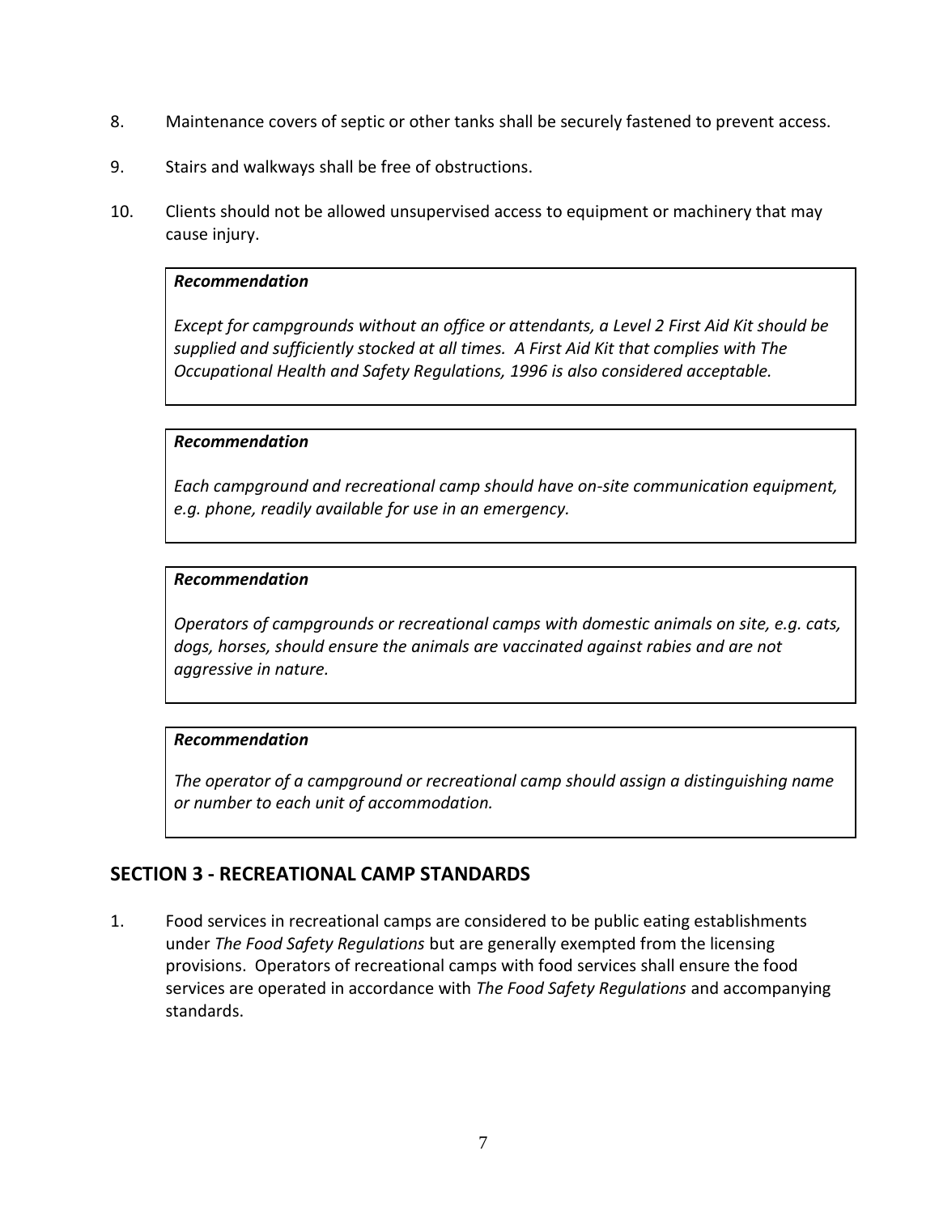8. Maintenance covers of septic or other tanks shall be securely fastened to prevent access.

9. Stairs and walkways shall be free of obstructions.

10. Clients should not be allowed unsupervised access to equipment or machinery that may cause injury.

> ***Recommendation***
>
> *Except for campgrounds without an office or attendants, a Level 2 First Aid Kit should be supplied and sufficiently stocked at all times. A First Aid Kit that complies with The Occupational Health and Safety Regulations, 1996 is also considered acceptable.*

> ***Recommendation***
>
> *Each campground and recreational camp should have on-site communication equipment, e.g. phone, readily available for use in an emergency.*

> ***Recommendation***
>
> *Operators of campgrounds or recreational camps with domestic animals on site, e.g. cats, dogs, horses, should ensure the animals are vaccinated against rabies and are not aggressive in nature.*

> ***Recommendation***
>
> *The operator of a campground or recreational camp should assign a distinguishing name or number to each unit of accommodation.*

## SECTION 3 - RECREATIONAL CAMP STANDARDS

1. Food services in recreational camps are considered to be public eating establishments under *The Food Safety Regulations* but are generally exempted from the licensing provisions. Operators of recreational camps with food services shall ensure the food services are operated in accordance with *The Food Safety Regulations* and accompanying standards.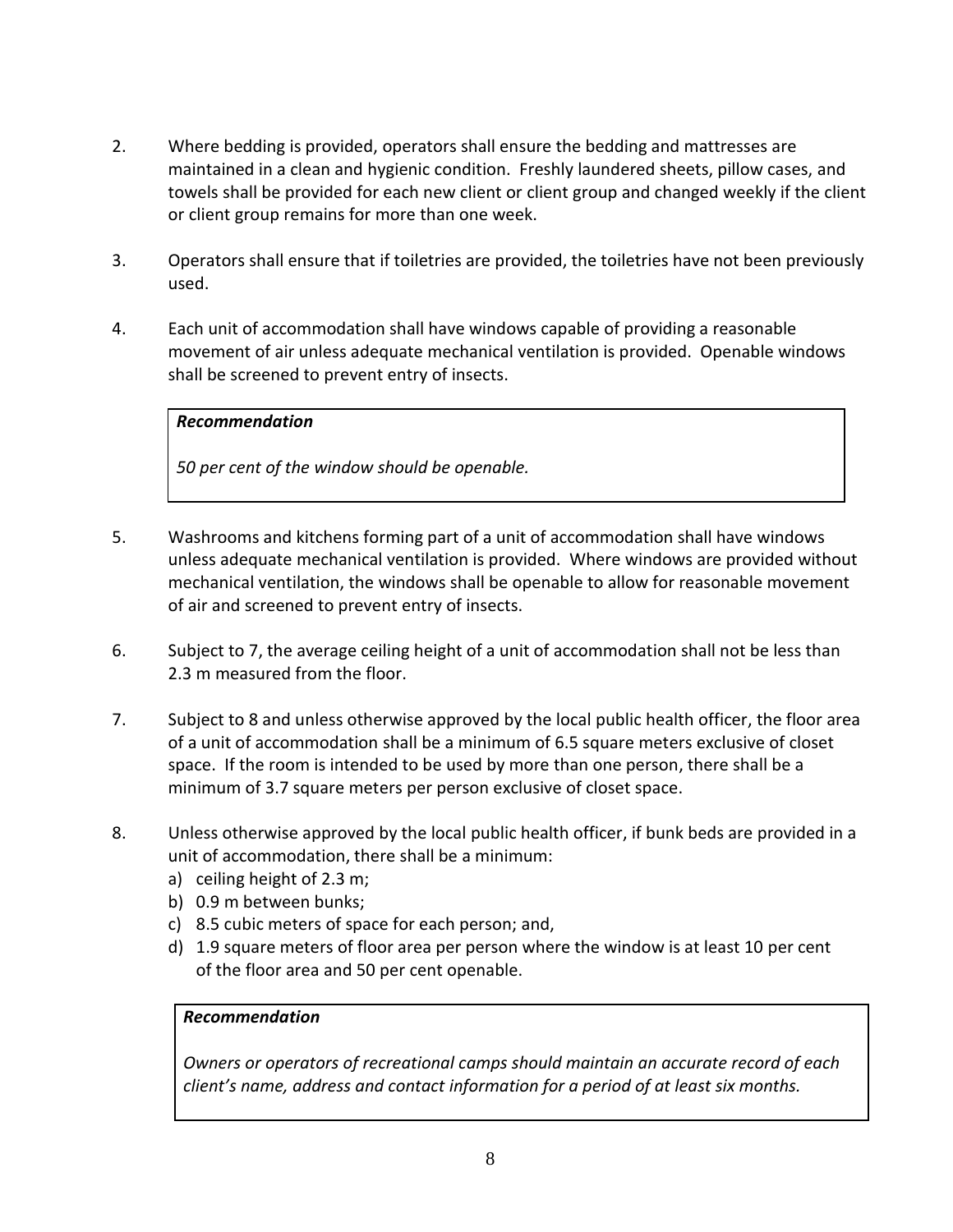2. Where bedding is provided, operators shall ensure the bedding and mattresses are maintained in a clean and hygienic condition. Freshly laundered sheets, pillow cases, and towels shall be provided for each new client or client group and changed weekly if the client or client group remains for more than one week.

3. Operators shall ensure that if toiletries are provided, the toiletries have not been previously used.

4. Each unit of accommodation shall have windows capable of providing a reasonable movement of air unless adequate mechanical ventilation is provided. Openable windows shall be screened to prevent entry of insects.

> ***Recommendation***
>
> *50 per cent of the window should be openable.*

5. Washrooms and kitchens forming part of a unit of accommodation shall have windows unless adequate mechanical ventilation is provided. Where windows are provided without mechanical ventilation, the windows shall be openable to allow for reasonable movement of air and screened to prevent entry of insects.

6. Subject to 7, the average ceiling height of a unit of accommodation shall not be less than 2.3 m measured from the floor.

7. Subject to 8 and unless otherwise approved by the local public health officer, the floor area of a unit of accommodation shall be a minimum of 6.5 square meters exclusive of closet space. If the room is intended to be used by more than one person, there shall be a minimum of 3.7 square meters per person exclusive of closet space.

8. Unless otherwise approved by the local public health officer, if bunk beds are provided in a unit of accommodation, there shall be a minimum:
   a) ceiling height of 2.3 m;
   b) 0.9 m between bunks;
   c) 8.5 cubic meters of space for each person; and,
   d) 1.9 square meters of floor area per person where the window is at least 10 per cent of the floor area and 50 per cent openable.

> ***Recommendation***
>
> *Owners or operators of recreational camps should maintain an accurate record of each client's name, address and contact information for a period of at least six months.*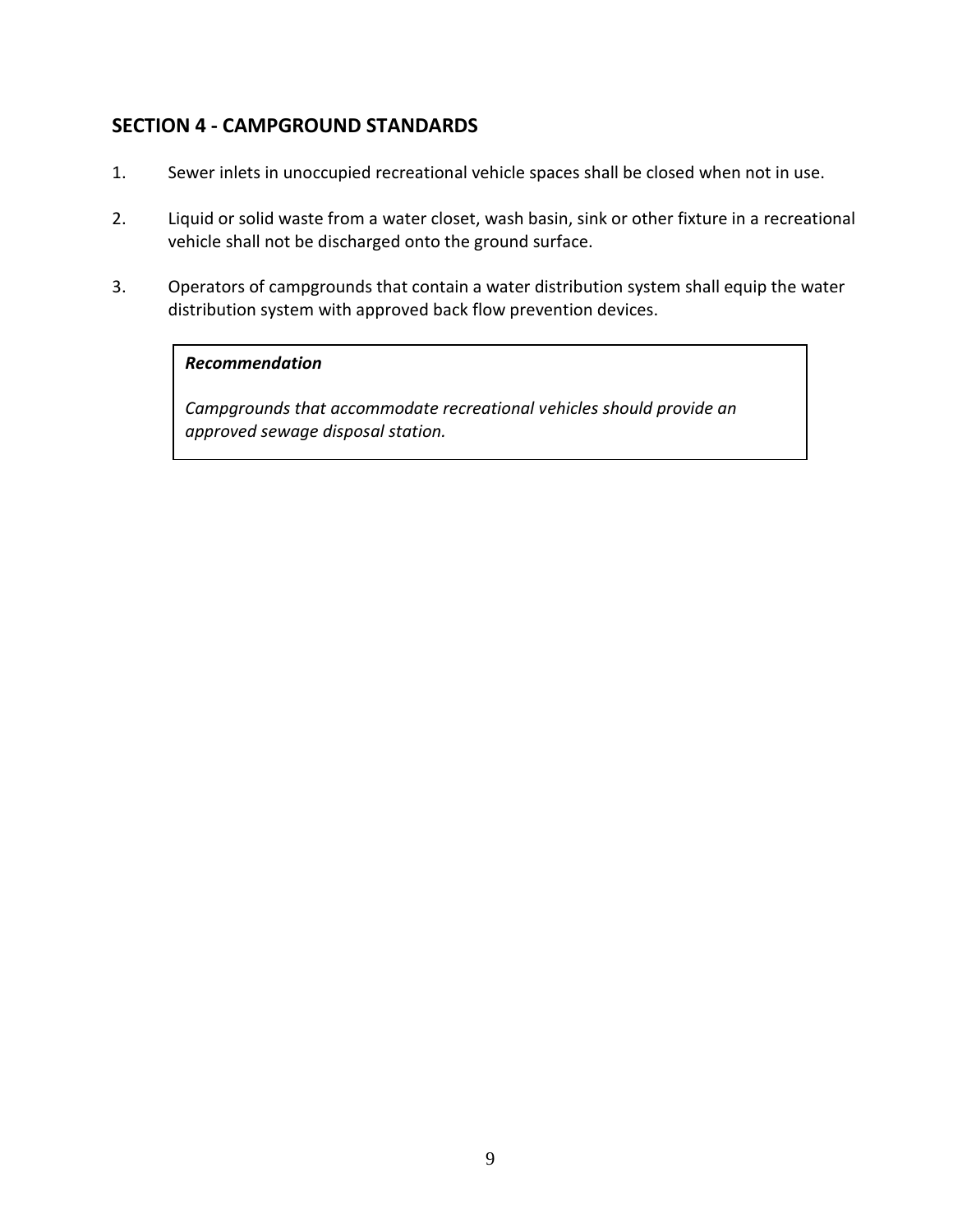## SECTION 4 - CAMPGROUND STANDARDS

1. Sewer inlets in unoccupied recreational vehicle spaces shall be closed when not in use.

2. Liquid or solid waste from a water closet, wash basin, sink or other fixture in a recreational vehicle shall not be discharged onto the ground surface.

3. Operators of campgrounds that contain a water distribution system shall equip the water distribution system with approved back flow prevention devices.

> ***Recommendation***
>
> *Campgrounds that accommodate recreational vehicles should provide an approved sewage disposal station.*